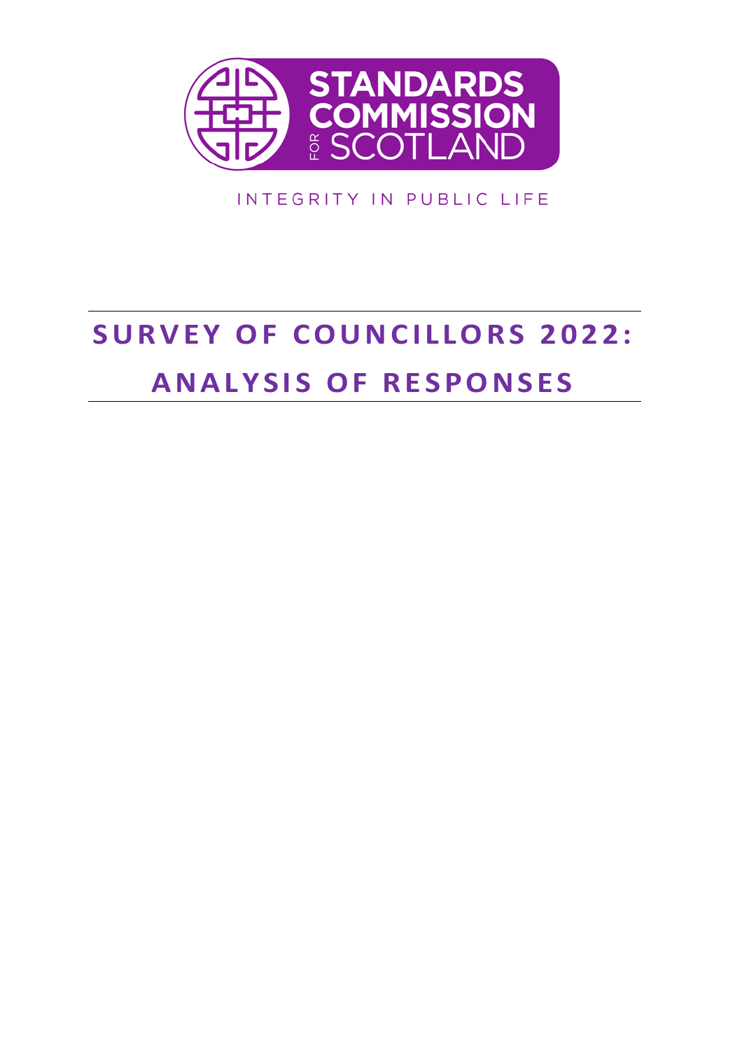STANDARDS COMMISSION FOR SCOTLAND

INTEGRITY IN PUBLIC LIFE

# SURVEY OF COUNCILLORS 2022: ANALYSIS OF RESPONSES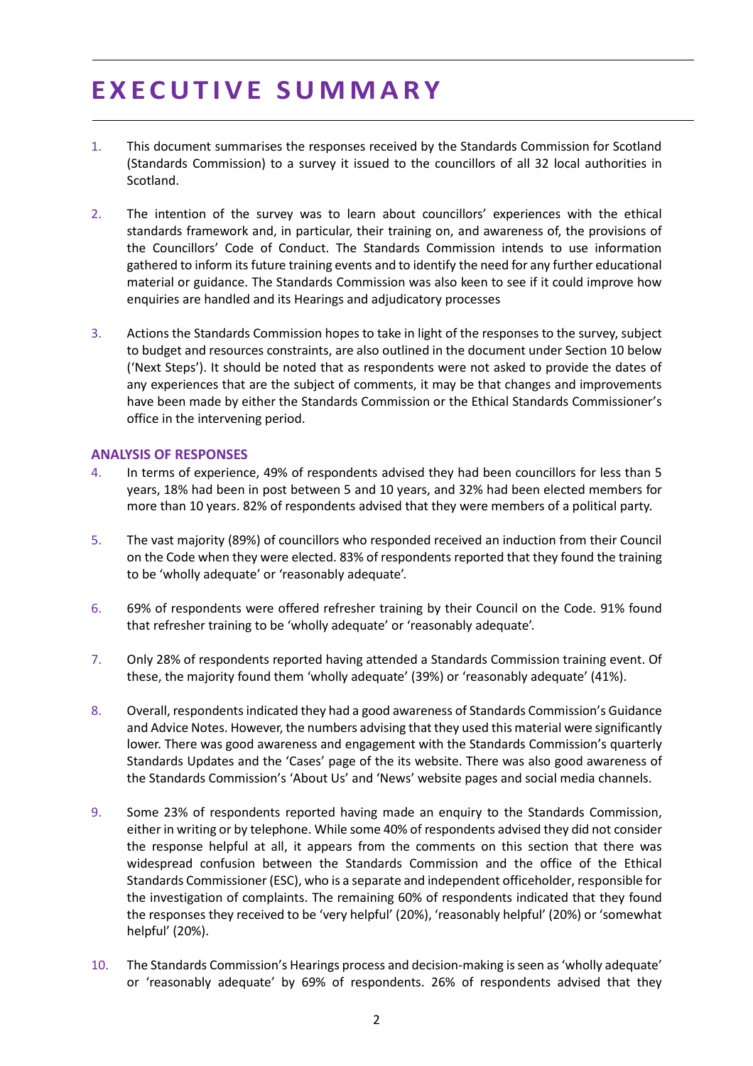# EXECUTIVE SUMMARY

1. This document summarises the responses received by the Standards Commission for Scotland (Standards Commission) to a survey it issued to the councillors of all 32 local authorities in Scotland.

2. The intention of the survey was to learn about councillors' experiences with the ethical standards framework and, in particular, their training on, and awareness of, the provisions of the Councillors' Code of Conduct. The Standards Commission intends to use information gathered to inform its future training events and to identify the need for any further educational material or guidance. The Standards Commission was also keen to see if it could improve how enquiries are handled and its Hearings and adjudicatory processes

3. Actions the Standards Commission hopes to take in light of the responses to the survey, subject to budget and resources constraints, are also outlined in the document under Section 10 below ('Next Steps'). It should be noted that as respondents were not asked to provide the dates of any experiences that are the subject of comments, it may be that changes and improvements have been made by either the Standards Commission or the Ethical Standards Commissioner's office in the intervening period.

### ANALYSIS OF RESPONSES

4. In terms of experience, 49% of respondents advised they had been councillors for less than 5 years, 18% had been in post between 5 and 10 years, and 32% had been elected members for more than 10 years. 82% of respondents advised that they were members of a political party.

5. The vast majority (89%) of councillors who responded received an induction from their Council on the Code when they were elected. 83% of respondents reported that they found the training to be 'wholly adequate' or 'reasonably adequate'.

6. 69% of respondents were offered refresher training by their Council on the Code. 91% found that refresher training to be 'wholly adequate' or 'reasonably adequate'.

7. Only 28% of respondents reported having attended a Standards Commission training event. Of these, the majority found them 'wholly adequate' (39%) or 'reasonably adequate' (41%).

8. Overall, respondents indicated they had a good awareness of Standards Commission's Guidance and Advice Notes. However, the numbers advising that they used this material were significantly lower. There was good awareness and engagement with the Standards Commission's quarterly Standards Updates and the 'Cases' page of the its website. There was also good awareness of the Standards Commission's 'About Us' and 'News' website pages and social media channels.

9. Some 23% of respondents reported having made an enquiry to the Standards Commission, either in writing or by telephone. While some 40% of respondents advised they did not consider the response helpful at all, it appears from the comments on this section that there was widespread confusion between the Standards Commission and the office of the Ethical Standards Commissioner (ESC), who is a separate and independent officeholder, responsible for the investigation of complaints. The remaining 60% of respondents indicated that they found the responses they received to be 'very helpful' (20%), 'reasonably helpful' (20%) or 'somewhat helpful' (20%).

10. The Standards Commission's Hearings process and decision-making is seen as 'wholly adequate' or 'reasonably adequate' by 69% of respondents. 26% of respondents advised that they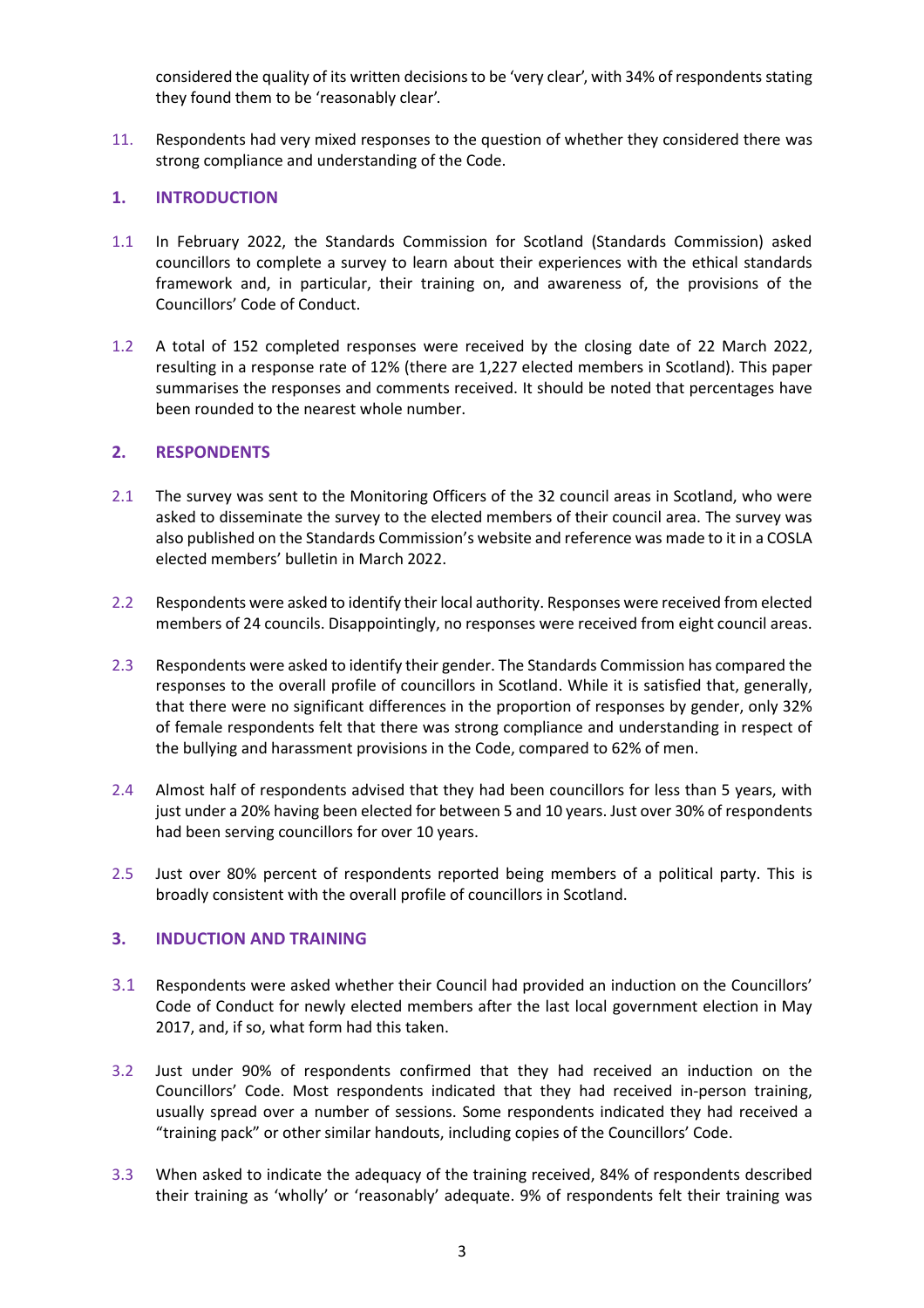considered the quality of its written decisions to be 'very clear', with 34% of respondents stating they found them to be 'reasonably clear'.

11. Respondents had very mixed responses to the question of whether they considered there was strong compliance and understanding of the Code.

## 1. INTRODUCTION

1.1 In February 2022, the Standards Commission for Scotland (Standards Commission) asked councillors to complete a survey to learn about their experiences with the ethical standards framework and, in particular, their training on, and awareness of, the provisions of the Councillors' Code of Conduct.

1.2 A total of 152 completed responses were received by the closing date of 22 March 2022, resulting in a response rate of 12% (there are 1,227 elected members in Scotland). This paper summarises the responses and comments received. It should be noted that percentages have been rounded to the nearest whole number.

## 2. RESPONDENTS

2.1 The survey was sent to the Monitoring Officers of the 32 council areas in Scotland, who were asked to disseminate the survey to the elected members of their council area. The survey was also published on the Standards Commission's website and reference was made to it in a COSLA elected members' bulletin in March 2022.

2.2 Respondents were asked to identify their local authority. Responses were received from elected members of 24 councils. Disappointingly, no responses were received from eight council areas.

2.3 Respondents were asked to identify their gender. The Standards Commission has compared the responses to the overall profile of councillors in Scotland. While it is satisfied that, generally, that there were no significant differences in the proportion of responses by gender, only 32% of female respondents felt that there was strong compliance and understanding in respect of the bullying and harassment provisions in the Code, compared to 62% of men.

2.4 Almost half of respondents advised that they had been councillors for less than 5 years, with just under a 20% having been elected for between 5 and 10 years. Just over 30% of respondents had been serving councillors for over 10 years.

2.5 Just over 80% percent of respondents reported being members of a political party. This is broadly consistent with the overall profile of councillors in Scotland.

## 3. INDUCTION AND TRAINING

3.1 Respondents were asked whether their Council had provided an induction on the Councillors' Code of Conduct for newly elected members after the last local government election in May 2017, and, if so, what form had this taken.

3.2 Just under 90% of respondents confirmed that they had received an induction on the Councillors' Code. Most respondents indicated that they had received in-person training, usually spread over a number of sessions. Some respondents indicated they had received a "training pack" or other similar handouts, including copies of the Councillors' Code.

3.3 When asked to indicate the adequacy of the training received, 84% of respondents described their training as 'wholly' or 'reasonably' adequate. 9% of respondents felt their training was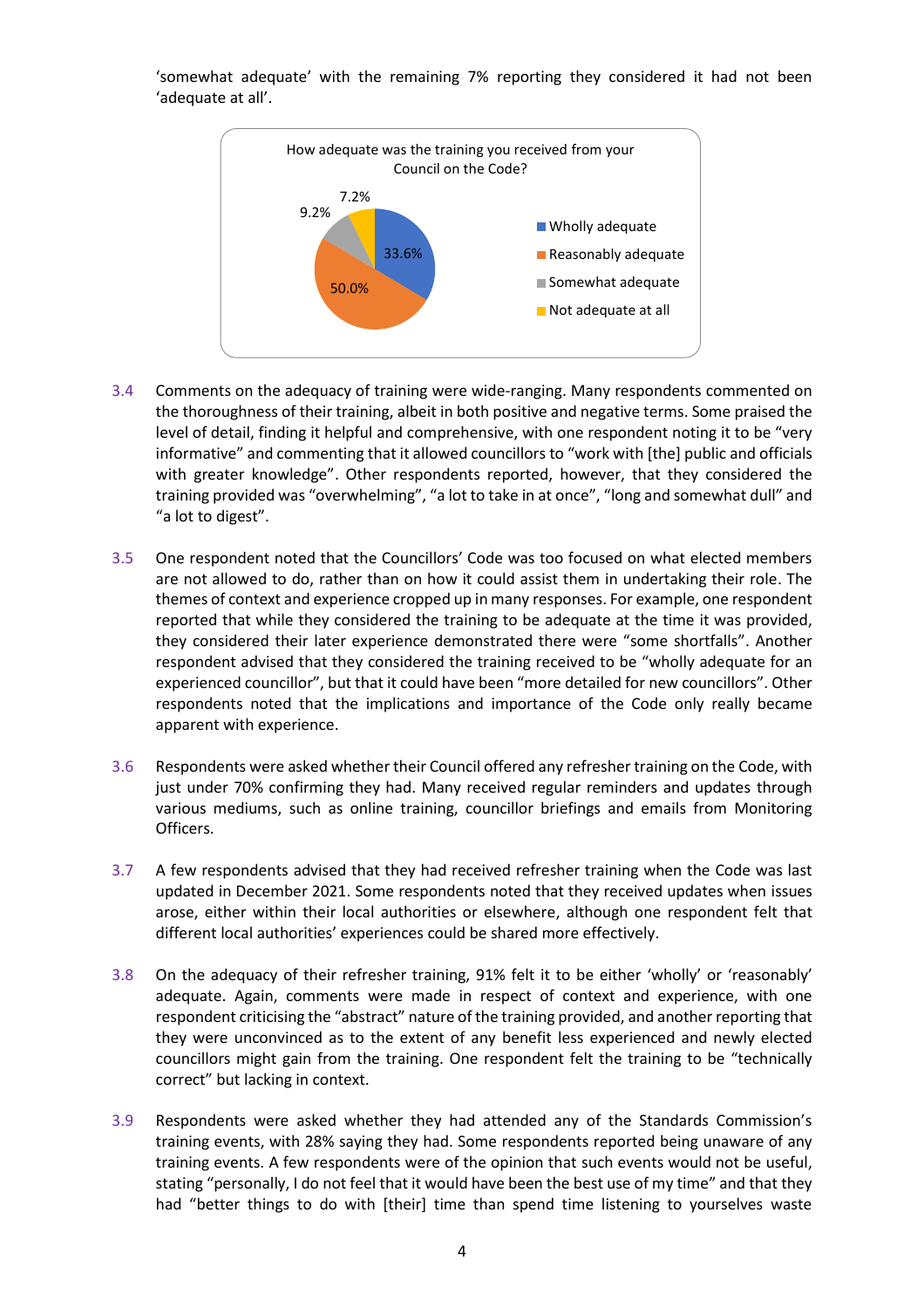'somewhat adequate' with the remaining 7% reporting they considered it had not been 'adequate at all'.

How adequate was the training you received from your Council on the Code?

| Response | Percentage |
|---|---|
| Wholly adequate | 33.6% |
| Reasonably adequate | 50.0% |
| Somewhat adequate | 9.2% |
| Not adequate at all | 7.2% |

3.4 Comments on the adequacy of training were wide-ranging. Many respondents commented on the thoroughness of their training, albeit in both positive and negative terms. Some praised the level of detail, finding it helpful and comprehensive, with one respondent noting it to be "very informative" and commenting that it allowed councillors to "work with [the] public and officials with greater knowledge". Other respondents reported, however, that they considered the training provided was "overwhelming", "a lot to take in at once", "long and somewhat dull" and "a lot to digest".

3.5 One respondent noted that the Councillors' Code was too focused on what elected members are not allowed to do, rather than on how it could assist them in undertaking their role. The themes of context and experience cropped up in many responses. For example, one respondent reported that while they considered the training to be adequate at the time it was provided, they considered their later experience demonstrated there were "some shortfalls". Another respondent advised that they considered the training received to be "wholly adequate for an experienced councillor", but that it could have been "more detailed for new councillors". Other respondents noted that the implications and importance of the Code only really became apparent with experience.

3.6 Respondents were asked whether their Council offered any refresher training on the Code, with just under 70% confirming they had. Many received regular reminders and updates through various mediums, such as online training, councillor briefings and emails from Monitoring Officers.

3.7 A few respondents advised that they had received refresher training when the Code was last updated in December 2021. Some respondents noted that they received updates when issues arose, either within their local authorities or elsewhere, although one respondent felt that different local authorities' experiences could be shared more effectively.

3.8 On the adequacy of their refresher training, 91% felt it to be either 'wholly' or 'reasonably' adequate. Again, comments were made in respect of context and experience, with one respondent criticising the "abstract" nature of the training provided, and another reporting that they were unconvinced as to the extent of any benefit less experienced and newly elected councillors might gain from the training. One respondent felt the training to be "technically correct" but lacking in context.

3.9 Respondents were asked whether they had attended any of the Standards Commission's training events, with 28% saying they had. Some respondents reported being unaware of any training events. A few respondents were of the opinion that such events would not be useful, stating "personally, I do not feel that it would have been the best use of my time" and that they had "better things to do with [their] time than spend time listening to yourselves waste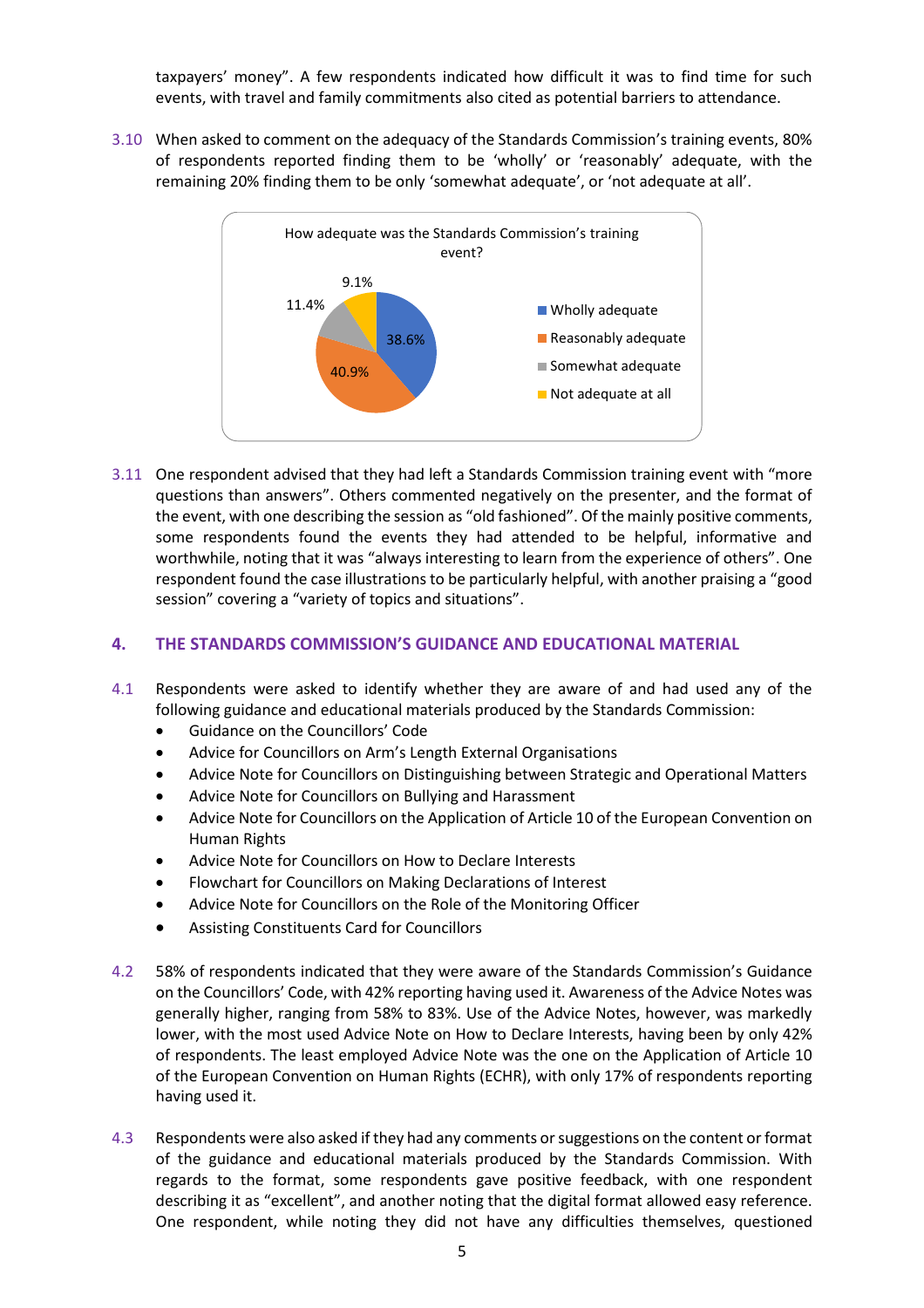taxpayers' money". A few respondents indicated how difficult it was to find time for such events, with travel and family commitments also cited as potential barriers to attendance.

3.10 When asked to comment on the adequacy of the Standards Commission's training events, 80% of respondents reported finding them to be 'wholly' or 'reasonably' adequate, with the remaining 20% finding them to be only 'somewhat adequate', or 'not adequate at all'.

How adequate was the Standards Commission's training event?

| Response | Percentage |
|---|---|
| Wholly adequate | 38.6% |
| Reasonably adequate | 40.9% |
| Somewhat adequate | 11.4% |
| Not adequate at all | 9.1% |

3.11 One respondent advised that they had left a Standards Commission training event with "more questions than answers". Others commented negatively on the presenter, and the format of the event, with one describing the session as "old fashioned". Of the mainly positive comments, some respondents found the events they had attended to be helpful, informative and worthwhile, noting that it was "always interesting to learn from the experience of others". One respondent found the case illustrations to be particularly helpful, with another praising a "good session" covering a "variety of topics and situations".

## 4. THE STANDARDS COMMISSION'S GUIDANCE AND EDUCATIONAL MATERIAL

4.1 Respondents were asked to identify whether they are aware of and had used any of the following guidance and educational materials produced by the Standards Commission:

- Guidance on the Councillors' Code
- Advice for Councillors on Arm's Length External Organisations
- Advice Note for Councillors on Distinguishing between Strategic and Operational Matters
- Advice Note for Councillors on Bullying and Harassment
- Advice Note for Councillors on the Application of Article 10 of the European Convention on Human Rights
- Advice Note for Councillors on How to Declare Interests
- Flowchart for Councillors on Making Declarations of Interest
- Advice Note for Councillors on the Role of the Monitoring Officer
- Assisting Constituents Card for Councillors

4.2 58% of respondents indicated that they were aware of the Standards Commission's Guidance on the Councillors' Code, with 42% reporting having used it. Awareness of the Advice Notes was generally higher, ranging from 58% to 83%. Use of the Advice Notes, however, was markedly lower, with the most used Advice Note on How to Declare Interests, having been by only 42% of respondents. The least employed Advice Note was the one on the Application of Article 10 of the European Convention on Human Rights (ECHR), with only 17% of respondents reporting having used it.

4.3 Respondents were also asked if they had any comments or suggestions on the content or format of the guidance and educational materials produced by the Standards Commission. With regards to the format, some respondents gave positive feedback, with one respondent describing it as "excellent", and another noting that the digital format allowed easy reference. One respondent, while noting they did not have any difficulties themselves, questioned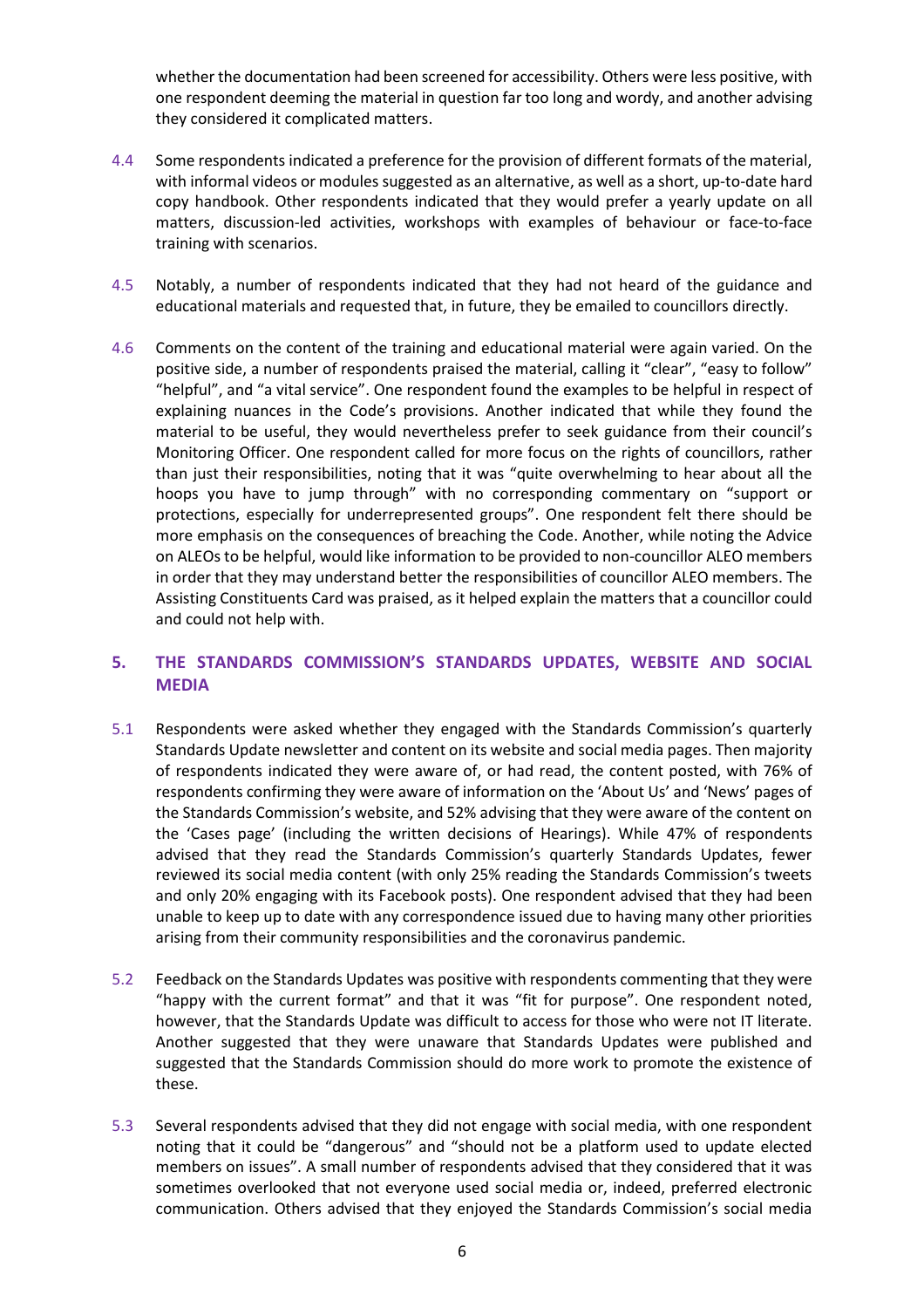whether the documentation had been screened for accessibility. Others were less positive, with one respondent deeming the material in question far too long and wordy, and another advising they considered it complicated matters.

4.4 Some respondents indicated a preference for the provision of different formats of the material, with informal videos or modules suggested as an alternative, as well as a short, up-to-date hard copy handbook. Other respondents indicated that they would prefer a yearly update on all matters, discussion-led activities, workshops with examples of behaviour or face-to-face training with scenarios.

4.5 Notably, a number of respondents indicated that they had not heard of the guidance and educational materials and requested that, in future, they be emailed to councillors directly.

4.6 Comments on the content of the training and educational material were again varied. On the positive side, a number of respondents praised the material, calling it "clear", "easy to follow" "helpful", and "a vital service". One respondent found the examples to be helpful in respect of explaining nuances in the Code's provisions. Another indicated that while they found the material to be useful, they would nevertheless prefer to seek guidance from their council's Monitoring Officer. One respondent called for more focus on the rights of councillors, rather than just their responsibilities, noting that it was "quite overwhelming to hear about all the hoops you have to jump through" with no corresponding commentary on "support or protections, especially for underrepresented groups". One respondent felt there should be more emphasis on the consequences of breaching the Code. Another, while noting the Advice on ALEOs to be helpful, would like information to be provided to non-councillor ALEO members in order that they may understand better the responsibilities of councillor ALEO members. The Assisting Constituents Card was praised, as it helped explain the matters that a councillor could and could not help with.

## 5. THE STANDARDS COMMISSION'S STANDARDS UPDATES, WEBSITE AND SOCIAL MEDIA

5.1 Respondents were asked whether they engaged with the Standards Commission's quarterly Standards Update newsletter and content on its website and social media pages. Then majority of respondents indicated they were aware of, or had read, the content posted, with 76% of respondents confirming they were aware of information on the 'About Us' and 'News' pages of the Standards Commission's website, and 52% advising that they were aware of the content on the 'Cases page' (including the written decisions of Hearings). While 47% of respondents advised that they read the Standards Commission's quarterly Standards Updates, fewer reviewed its social media content (with only 25% reading the Standards Commission's tweets and only 20% engaging with its Facebook posts). One respondent advised that they had been unable to keep up to date with any correspondence issued due to having many other priorities arising from their community responsibilities and the coronavirus pandemic.

5.2 Feedback on the Standards Updates was positive with respondents commenting that they were "happy with the current format" and that it was "fit for purpose". One respondent noted, however, that the Standards Update was difficult to access for those who were not IT literate. Another suggested that they were unaware that Standards Updates were published and suggested that the Standards Commission should do more work to promote the existence of these.

5.3 Several respondents advised that they did not engage with social media, with one respondent noting that it could be "dangerous" and "should not be a platform used to update elected members on issues". A small number of respondents advised that they considered that it was sometimes overlooked that not everyone used social media or, indeed, preferred electronic communication. Others advised that they enjoyed the Standards Commission's social media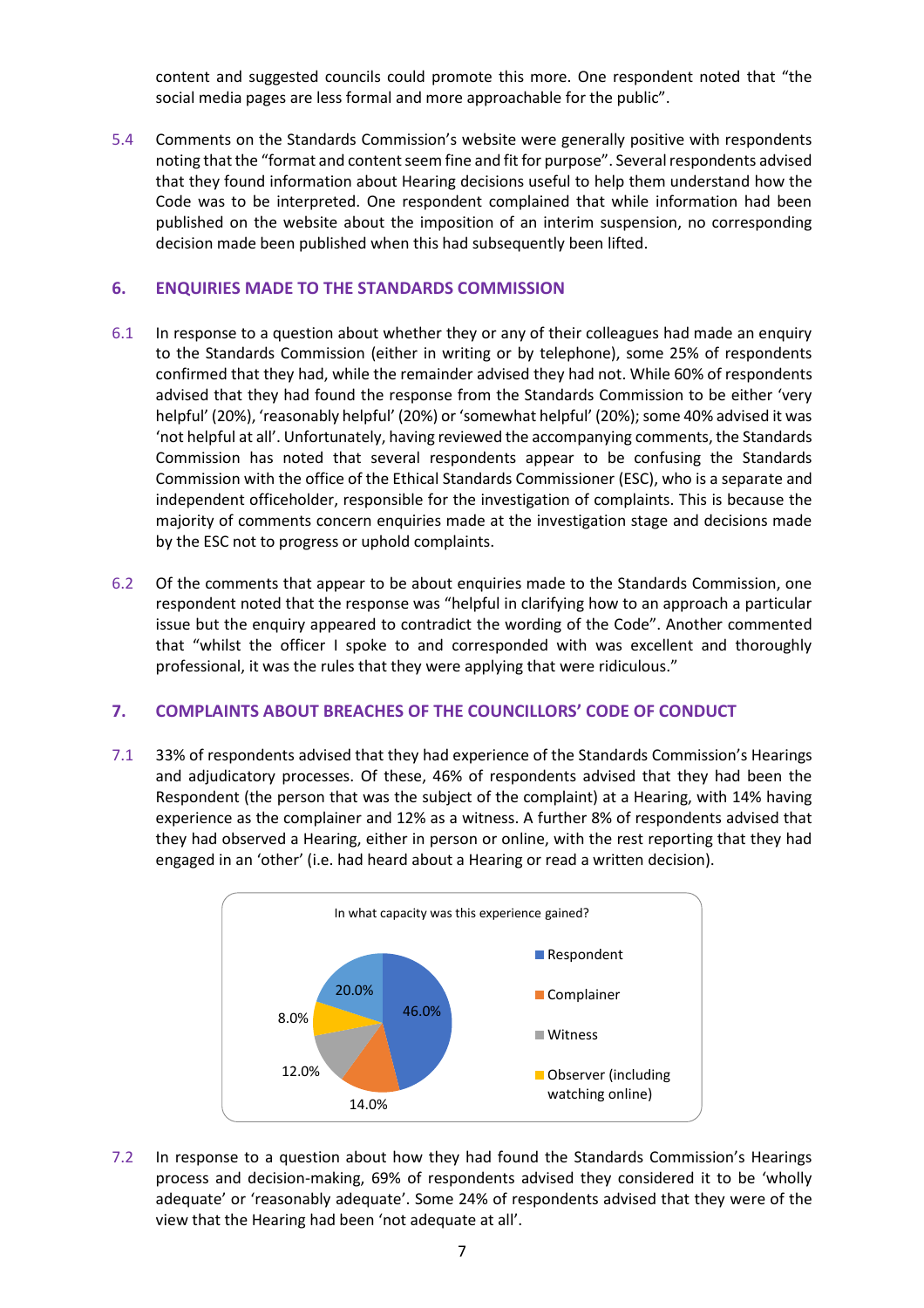content and suggested councils could promote this more. One respondent noted that "the social media pages are less formal and more approachable for the public".

5.4 Comments on the Standards Commission's website were generally positive with respondents noting that the "format and content seem fine and fit for purpose". Several respondents advised that they found information about Hearing decisions useful to help them understand how the Code was to be interpreted. One respondent complained that while information had been published on the website about the imposition of an interim suspension, no corresponding decision made been published when this had subsequently been lifted.

## 6. ENQUIRIES MADE TO THE STANDARDS COMMISSION

6.1 In response to a question about whether they or any of their colleagues had made an enquiry to the Standards Commission (either in writing or by telephone), some 25% of respondents confirmed that they had, while the remainder advised they had not. While 60% of respondents advised that they had found the response from the Standards Commission to be either 'very helpful' (20%), 'reasonably helpful' (20%) or 'somewhat helpful' (20%); some 40% advised it was 'not helpful at all'. Unfortunately, having reviewed the accompanying comments, the Standards Commission has noted that several respondents appear to be confusing the Standards Commission with the office of the Ethical Standards Commissioner (ESC), who is a separate and independent officeholder, responsible for the investigation of complaints. This is because the majority of comments concern enquiries made at the investigation stage and decisions made by the ESC not to progress or uphold complaints.

6.2 Of the comments that appear to be about enquiries made to the Standards Commission, one respondent noted that the response was "helpful in clarifying how to an approach a particular issue but the enquiry appeared to contradict the wording of the Code". Another commented that "whilst the officer I spoke to and corresponded with was excellent and thoroughly professional, it was the rules that they were applying that were ridiculous."

## 7. COMPLAINTS ABOUT BREACHES OF THE COUNCILLORS' CODE OF CONDUCT

7.1 33% of respondents advised that they had experience of the Standards Commission's Hearings and adjudicatory processes. Of these, 46% of respondents advised that they had been the Respondent (the person that was the subject of the complaint) at a Hearing, with 14% having experience as the complainer and 12% as a witness. A further 8% of respondents advised that they had observed a Hearing, either in person or online, with the rest reporting that they had engaged in an 'other' (i.e. had heard about a Hearing or read a written decision).

In what capacity was this experience gained?

| Capacity | Percentage |
|---|---|
| Respondent | 46.0% |
| Complainer | 14.0% |
| Witness | 12.0% |
| Observer (including watching online) | 8.0% |
| Other | 20.0% |

7.2 In response to a question about how they had found the Standards Commission's Hearings process and decision-making, 69% of respondents advised they considered it to be 'wholly adequate' or 'reasonably adequate'. Some 24% of respondents advised that they were of the view that the Hearing had been 'not adequate at all'.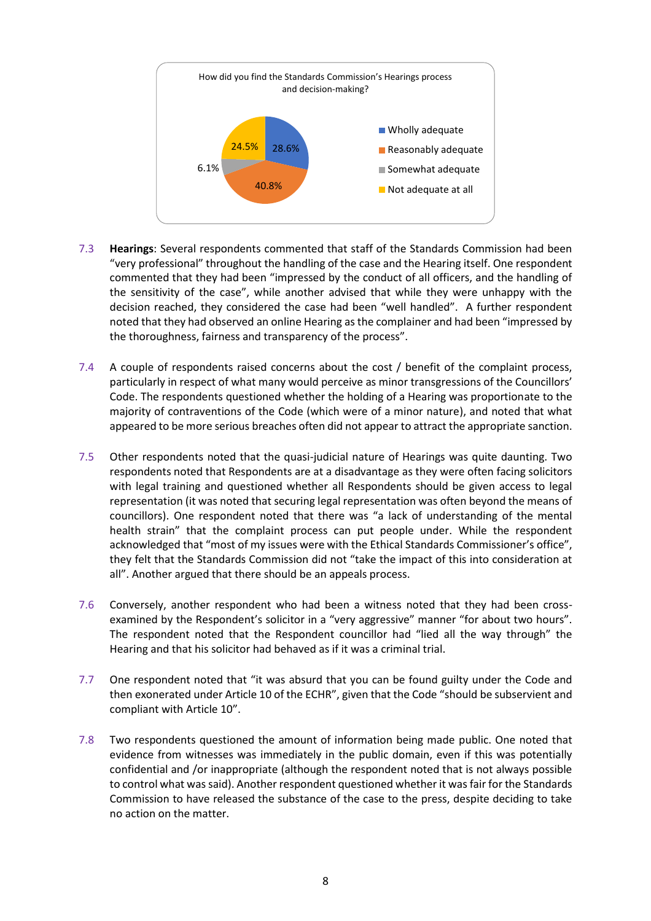How did you find the Standards Commission's Hearings process and decision-making?

| Response | Percentage |
| --- | --- |
| Wholly adequate | 28.6% |
| Reasonably adequate | 40.8% |
| Somewhat adequate | 6.1% |
| Not adequate at all | 24.5% |

7.3 **Hearings**: Several respondents commented that staff of the Standards Commission had been "very professional" throughout the handling of the case and the Hearing itself. One respondent commented that they had been "impressed by the conduct of all officers, and the handling of the sensitivity of the case", while another advised that while they were unhappy with the decision reached, they considered the case had been "well handled". A further respondent noted that they had observed an online Hearing as the complainer and had been "impressed by the thoroughness, fairness and transparency of the process".

7.4 A couple of respondents raised concerns about the cost / benefit of the complaint process, particularly in respect of what many would perceive as minor transgressions of the Councillors' Code. The respondents questioned whether the holding of a Hearing was proportionate to the majority of contraventions of the Code (which were of a minor nature), and noted that what appeared to be more serious breaches often did not appear to attract the appropriate sanction.

7.5 Other respondents noted that the quasi-judicial nature of Hearings was quite daunting. Two respondents noted that Respondents are at a disadvantage as they were often facing solicitors with legal training and questioned whether all Respondents should be given access to legal representation (it was noted that securing legal representation was often beyond the means of councillors). One respondent noted that there was "a lack of understanding of the mental health strain" that the complaint process can put people under. While the respondent acknowledged that "most of my issues were with the Ethical Standards Commissioner's office", they felt that the Standards Commission did not "take the impact of this into consideration at all". Another argued that there should be an appeals process.

7.6 Conversely, another respondent who had been a witness noted that they had been cross-examined by the Respondent's solicitor in a "very aggressive" manner "for about two hours". The respondent noted that the Respondent councillor had "lied all the way through" the Hearing and that his solicitor had behaved as if it was a criminal trial.

7.7 One respondent noted that "it was absurd that you can be found guilty under the Code and then exonerated under Article 10 of the ECHR", given that the Code "should be subservient and compliant with Article 10".

7.8 Two respondents questioned the amount of information being made public. One noted that evidence from witnesses was immediately in the public domain, even if this was potentially confidential and /or inappropriate (although the respondent noted that is not always possible to control what was said). Another respondent questioned whether it was fair for the Standards Commission to have released the substance of the case to the press, despite deciding to take no action on the matter.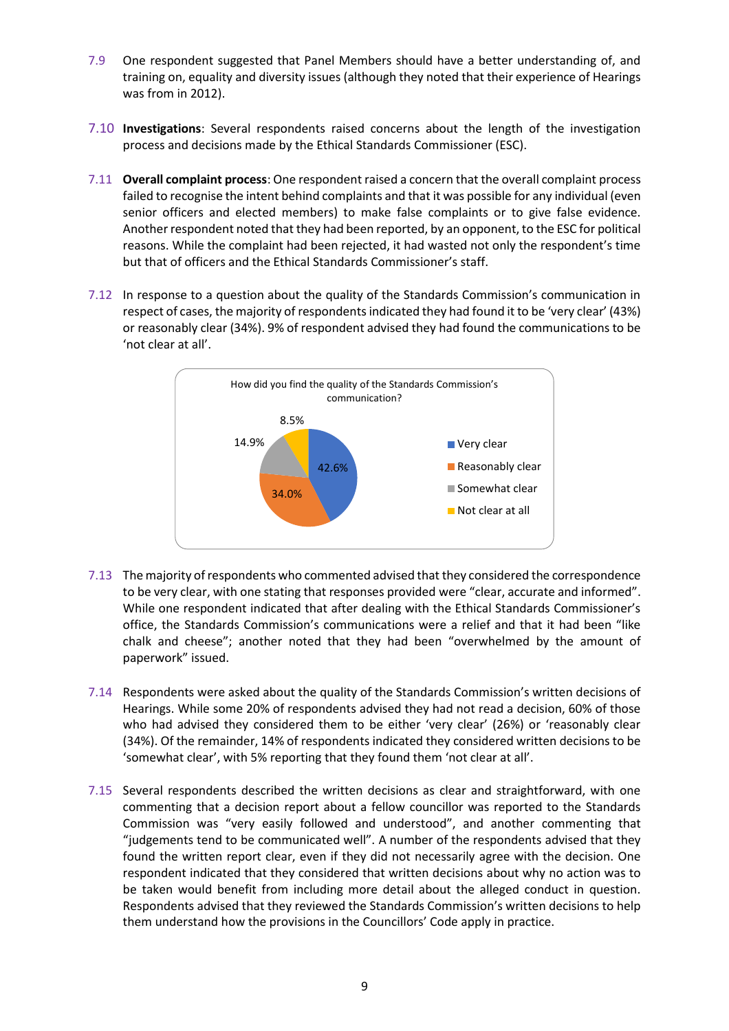7.9 One respondent suggested that Panel Members should have a better understanding of, and training on, equality and diversity issues (although they noted that their experience of Hearings was from in 2012).

7.10 **Investigations**: Several respondents raised concerns about the length of the investigation process and decisions made by the Ethical Standards Commissioner (ESC).

7.11 **Overall complaint process**: One respondent raised a concern that the overall complaint process failed to recognise the intent behind complaints and that it was possible for any individual (even senior officers and elected members) to make false complaints or to give false evidence. Another respondent noted that they had been reported, by an opponent, to the ESC for political reasons. While the complaint had been rejected, it had wasted not only the respondent's time but that of officers and the Ethical Standards Commissioner's staff.

7.12 In response to a question about the quality of the Standards Commission's communication in respect of cases, the majority of respondents indicated they had found it to be 'very clear' (43%) or reasonably clear (34%). 9% of respondent advised they had found the communications to be 'not clear at all'.

How did you find the quality of the Standards Commission's communication?

| Response | Percentage |
|---|---|
| Very clear | 42.6% |
| Reasonably clear | 34.0% |
| Somewhat clear | 14.9% |
| Not clear at all | 8.5% |

7.13 The majority of respondents who commented advised that they considered the correspondence to be very clear, with one stating that responses provided were "clear, accurate and informed". While one respondent indicated that after dealing with the Ethical Standards Commissioner's office, the Standards Commission's communications were a relief and that it had been "like chalk and cheese"; another noted that they had been "overwhelmed by the amount of paperwork" issued.

7.14 Respondents were asked about the quality of the Standards Commission's written decisions of Hearings. While some 20% of respondents advised they had not read a decision, 60% of those who had advised they considered them to be either 'very clear' (26%) or 'reasonably clear (34%). Of the remainder, 14% of respondents indicated they considered written decisions to be 'somewhat clear', with 5% reporting that they found them 'not clear at all'.

7.15 Several respondents described the written decisions as clear and straightforward, with one commenting that a decision report about a fellow councillor was reported to the Standards Commission was "very easily followed and understood", and another commenting that "judgements tend to be communicated well". A number of the respondents advised that they found the written report clear, even if they did not necessarily agree with the decision. One respondent indicated that they considered that written decisions about why no action was to be taken would benefit from including more detail about the alleged conduct in question. Respondents advised that they reviewed the Standards Commission's written decisions to help them understand how the provisions in the Councillors' Code apply in practice.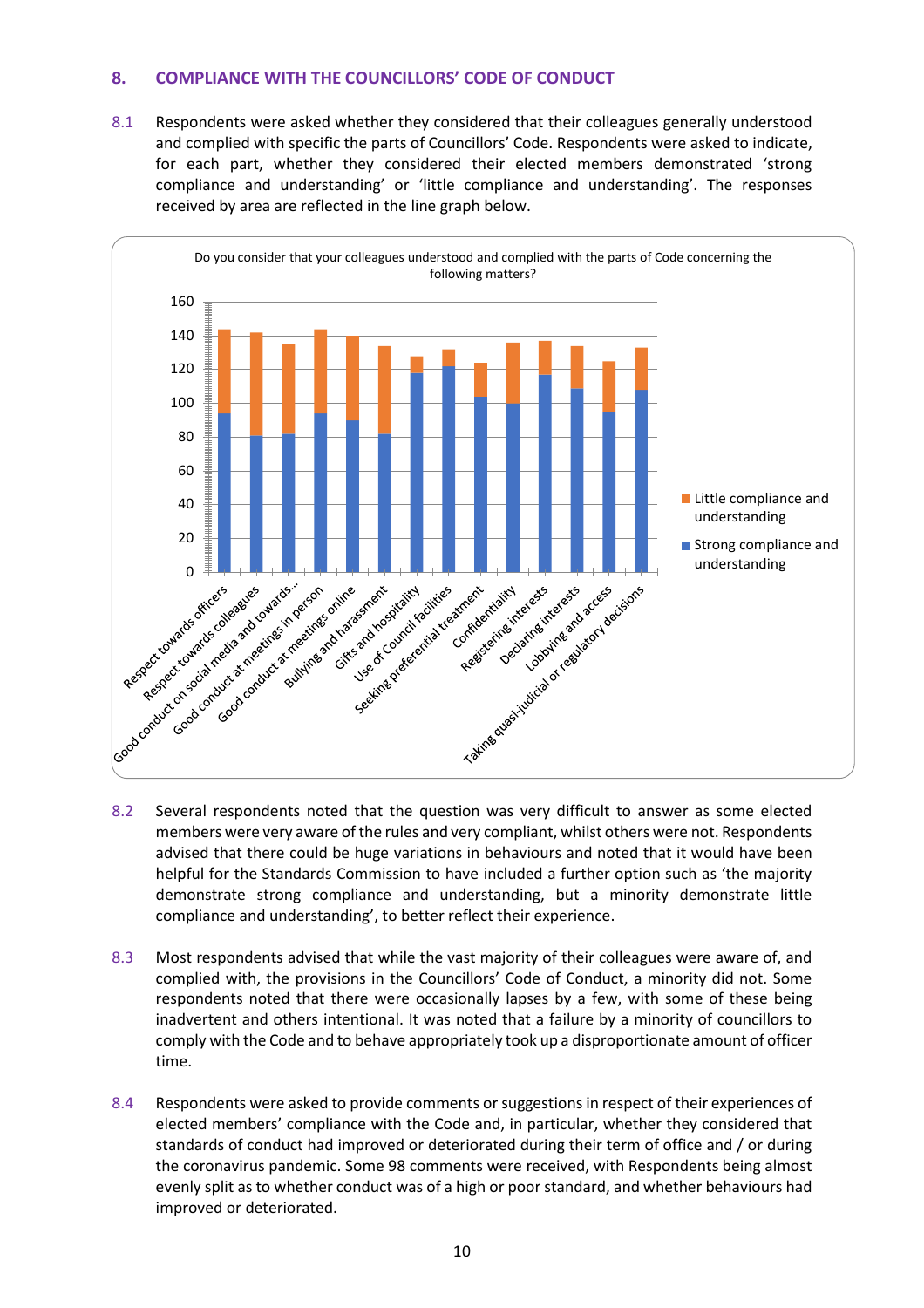## 8. COMPLIANCE WITH THE COUNCILLORS' CODE OF CONDUCT

8.1 Respondents were asked whether they considered that their colleagues generally understood and complied with specific the parts of Councillors' Code. Respondents were asked to indicate, for each part, whether they considered their elected members demonstrated 'strong compliance and understanding' or 'little compliance and understanding'. The responses received by area are reflected in the line graph below.

Do you consider that your colleagues understood and complied with the parts of Code concerning the following matters?

| Matter | Strong compliance and understanding | Little compliance and understanding |
|---|---|---|
| Respect towards officers | 94 | 50 |
| Respect towards colleagues | 81 | 61 |
| Good conduct on social media and towards... | 82 | 53 |
| Good conduct at meetings in person | 94 | 50 |
| Good conduct at meetings online | 90 | 50 |
| Bullying and harassment | 82 | 52 |
| Gifts and hospitality | 118 | 10 |
| Use of Council facilities | 122 | 10 |
| Seeking preferential treatment | 104 | 20 |
| Confidentiality | 100 | 36 |
| Registering interests | 117 | 20 |
| Declaring interests | 109 | 25 |
| Lobbying and access | 95 | 30 |
| Taking quasi-judicial or regulatory decisions | 108 | 25 |

8.2 Several respondents noted that the question was very difficult to answer as some elected members were very aware of the rules and very compliant, whilst others were not. Respondents advised that there could be huge variations in behaviours and noted that it would have been helpful for the Standards Commission to have included a further option such as 'the majority demonstrate strong compliance and understanding, but a minority demonstrate little compliance and understanding', to better reflect their experience.

8.3 Most respondents advised that while the vast majority of their colleagues were aware of, and complied with, the provisions in the Councillors' Code of Conduct, a minority did not. Some respondents noted that there were occasionally lapses by a few, with some of these being inadvertent and others intentional. It was noted that a failure by a minority of councillors to comply with the Code and to behave appropriately took up a disproportionate amount of officer time.

8.4 Respondents were asked to provide comments or suggestions in respect of their experiences of elected members' compliance with the Code and, in particular, whether they considered that standards of conduct had improved or deteriorated during their term of office and / or during the coronavirus pandemic. Some 98 comments were received, with Respondents being almost evenly split as to whether conduct was of a high or poor standard, and whether behaviours had improved or deteriorated.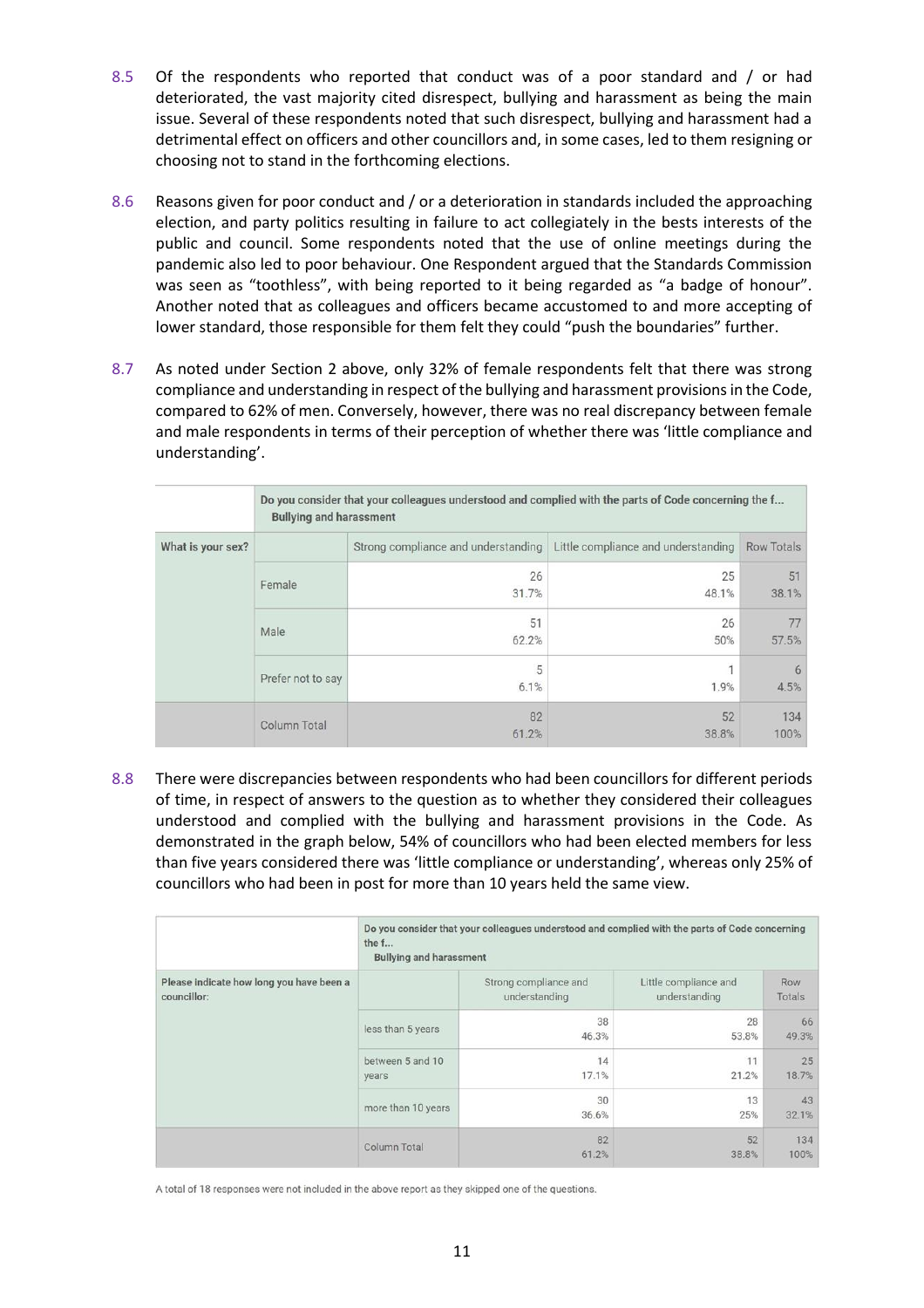8.5 Of the respondents who reported that conduct was of a poor standard and / or had deteriorated, the vast majority cited disrespect, bullying and harassment as being the main issue. Several of these respondents noted that such disrespect, bullying and harassment had a detrimental effect on officers and other councillors and, in some cases, led to them resigning or choosing not to stand in the forthcoming elections.

8.6 Reasons given for poor conduct and / or a deterioration in standards included the approaching election, and party politics resulting in failure to act collegiately in the bests interests of the public and council. Some respondents noted that the use of online meetings during the pandemic also led to poor behaviour. One Respondent argued that the Standards Commission was seen as "toothless", with being reported to it being regarded as "a badge of honour". Another noted that as colleagues and officers became accustomed to and more accepting of lower standard, those responsible for them felt they could "push the boundaries" further.

8.7 As noted under Section 2 above, only 32% of female respondents felt that there was strong compliance and understanding in respect of the bullying and harassment provisions in the Code, compared to 62% of men. Conversely, however, there was no real discrepancy between female and male respondents in terms of their perception of whether there was 'little compliance and understanding'.

| | Do you consider that your colleagues understood and complied with the parts of Code concerning the f... Bullying and harassment | | | |
|---|---|---|---|---|
| What is your sex? | | Strong compliance and understanding | Little compliance and understanding | Row Totals |
| | Female | 26<br>31.7% | 25<br>48.1% | 51<br>38.1% |
| | Male | 51<br>62.2% | 26<br>50% | 77<br>57.5% |
| | Prefer not to say | 5<br>6.1% | 1<br>1.9% | 6<br>4.5% |
| | Column Total | 82<br>61.2% | 52<br>38.8% | 134<br>100% |

8.8 There were discrepancies between respondents who had been councillors for different periods of time, in respect of answers to the question as to whether they considered their colleagues understood and complied with the bullying and harassment provisions in the Code. As demonstrated in the graph below, 54% of councillors who had been elected members for less than five years considered there was 'little compliance or understanding', whereas only 25% of councillors who had been in post for more than 10 years held the same view.

| | Do you consider that your colleagues understood and complied with the parts of Code concerning the f... Bullying and harassment | | | |
|---|---|---|---|---|
| Please indicate how long you have been a councillor: | | Strong compliance and understanding | Little compliance and understanding | Row Totals |
| | less than 5 years | 38<br>46.3% | 28<br>53.8% | 66<br>49.3% |
| | between 5 and 10 years | 14<br>17.1% | 11<br>21.2% | 25<br>18.7% |
| | more than 10 years | 30<br>36.6% | 13<br>25% | 43<br>32.1% |
| | Column Total | 82<br>61.2% | 52<br>38.8% | 134<br>100% |

A total of 18 responses were not included in the above report as they skipped one of the questions.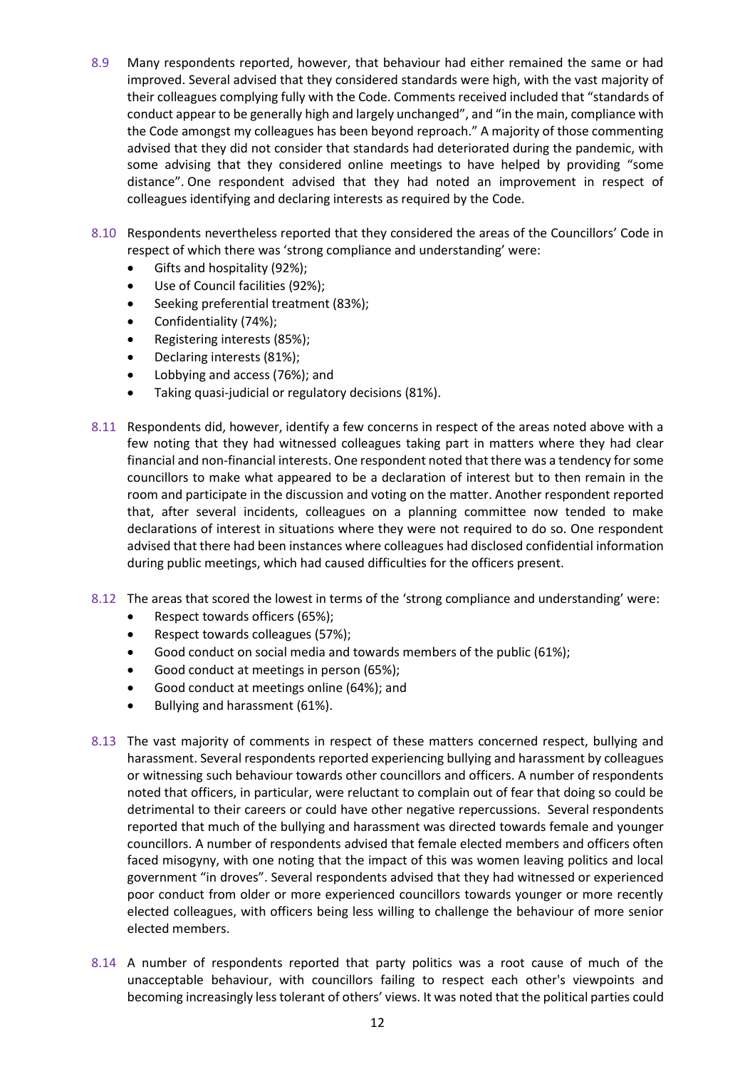8.9 Many respondents reported, however, that behaviour had either remained the same or had improved. Several advised that they considered standards were high, with the vast majority of their colleagues complying fully with the Code. Comments received included that "standards of conduct appear to be generally high and largely unchanged", and "in the main, compliance with the Code amongst my colleagues has been beyond reproach." A majority of those commenting advised that they did not consider that standards had deteriorated during the pandemic, with some advising that they considered online meetings to have helped by providing "some distance". One respondent advised that they had noted an improvement in respect of colleagues identifying and declaring interests as required by the Code.

8.10 Respondents nevertheless reported that they considered the areas of the Councillors' Code in respect of which there was 'strong compliance and understanding' were:

- Gifts and hospitality (92%);
- Use of Council facilities (92%);
- Seeking preferential treatment (83%);
- Confidentiality (74%);
- Registering interests (85%);
- Declaring interests (81%);
- Lobbying and access (76%); and
- Taking quasi-judicial or regulatory decisions (81%).

8.11 Respondents did, however, identify a few concerns in respect of the areas noted above with a few noting that they had witnessed colleagues taking part in matters where they had clear financial and non-financial interests. One respondent noted that there was a tendency for some councillors to make what appeared to be a declaration of interest but to then remain in the room and participate in the discussion and voting on the matter. Another respondent reported that, after several incidents, colleagues on a planning committee now tended to make declarations of interest in situations where they were not required to do so. One respondent advised that there had been instances where colleagues had disclosed confidential information during public meetings, which had caused difficulties for the officers present.

8.12 The areas that scored the lowest in terms of the 'strong compliance and understanding' were:

- Respect towards officers (65%);
- Respect towards colleagues (57%);
- Good conduct on social media and towards members of the public (61%);
- Good conduct at meetings in person (65%);
- Good conduct at meetings online (64%); and
- Bullying and harassment (61%).

8.13 The vast majority of comments in respect of these matters concerned respect, bullying and harassment. Several respondents reported experiencing bullying and harassment by colleagues or witnessing such behaviour towards other councillors and officers. A number of respondents noted that officers, in particular, were reluctant to complain out of fear that doing so could be detrimental to their careers or could have other negative repercussions. Several respondents reported that much of the bullying and harassment was directed towards female and younger councillors. A number of respondents advised that female elected members and officers often faced misogyny, with one noting that the impact of this was women leaving politics and local government "in droves". Several respondents advised that they had witnessed or experienced poor conduct from older or more experienced councillors towards younger or more recently elected colleagues, with officers being less willing to challenge the behaviour of more senior elected members.

8.14 A number of respondents reported that party politics was a root cause of much of the unacceptable behaviour, with councillors failing to respect each other's viewpoints and becoming increasingly less tolerant of others' views. It was noted that the political parties could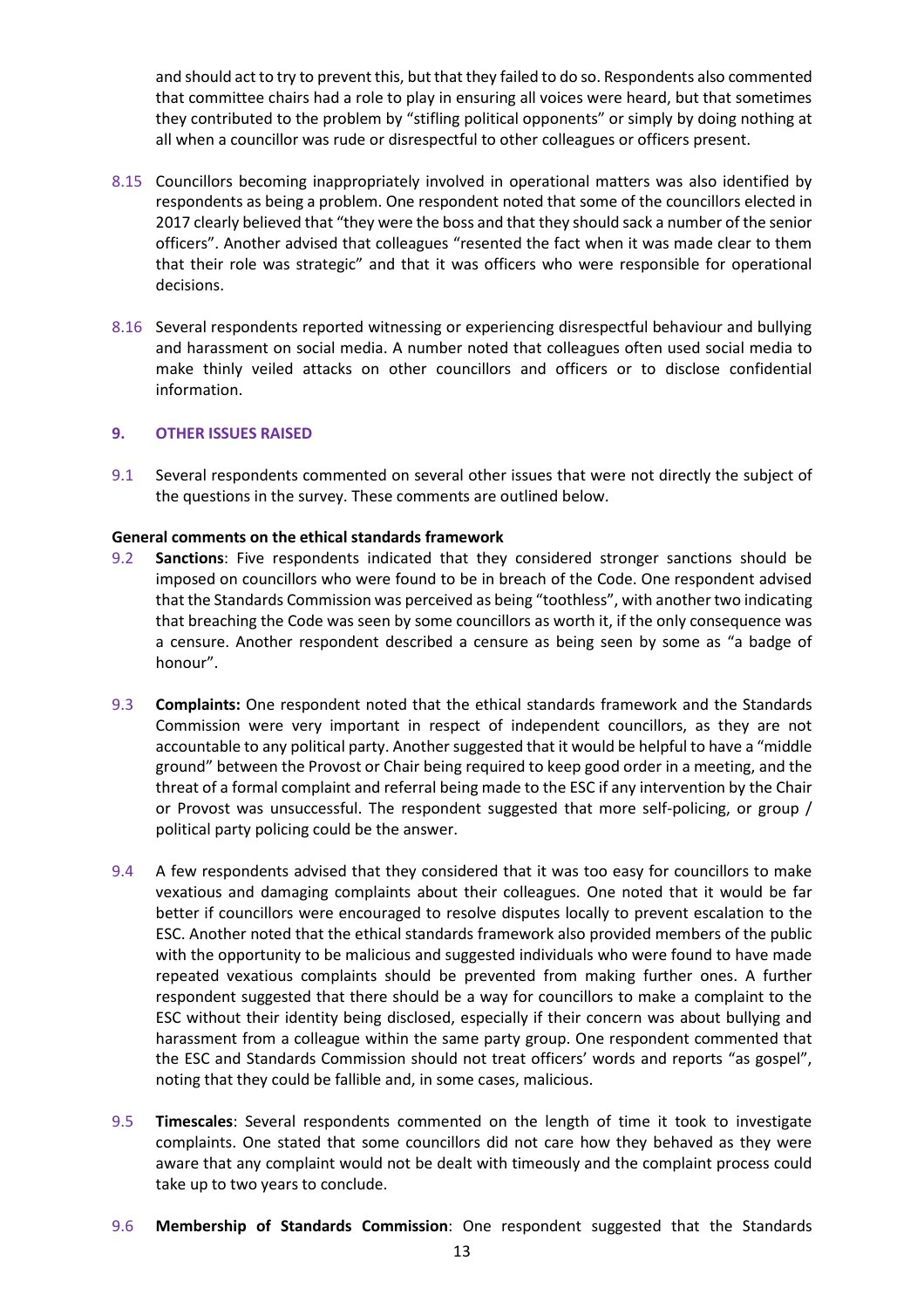and should act to try to prevent this, but that they failed to do so. Respondents also commented that committee chairs had a role to play in ensuring all voices were heard, but that sometimes they contributed to the problem by "stifling political opponents" or simply by doing nothing at all when a councillor was rude or disrespectful to other colleagues or officers present.

8.15 Councillors becoming inappropriately involved in operational matters was also identified by respondents as being a problem. One respondent noted that some of the councillors elected in 2017 clearly believed that "they were the boss and that they should sack a number of the senior officers". Another advised that colleagues "resented the fact when it was made clear to them that their role was strategic" and that it was officers who were responsible for operational decisions.

8.16 Several respondents reported witnessing or experiencing disrespectful behaviour and bullying and harassment on social media. A number noted that colleagues often used social media to make thinly veiled attacks on other councillors and officers or to disclose confidential information.

## 9. OTHER ISSUES RAISED

9.1 Several respondents commented on several other issues that were not directly the subject of the questions in the survey. These comments are outlined below.

**General comments on the ethical standards framework**

9.2 **Sanctions**: Five respondents indicated that they considered stronger sanctions should be imposed on councillors who were found to be in breach of the Code. One respondent advised that the Standards Commission was perceived as being "toothless", with another two indicating that breaching the Code was seen by some councillors as worth it, if the only consequence was a censure. Another respondent described a censure as being seen by some as "a badge of honour".

9.3 **Complaints:** One respondent noted that the ethical standards framework and the Standards Commission were very important in respect of independent councillors, as they are not accountable to any political party. Another suggested that it would be helpful to have a "middle ground" between the Provost or Chair being required to keep good order in a meeting, and the threat of a formal complaint and referral being made to the ESC if any intervention by the Chair or Provost was unsuccessful. The respondent suggested that more self-policing, or group / political party policing could be the answer.

9.4 A few respondents advised that they considered that it was too easy for councillors to make vexatious and damaging complaints about their colleagues. One noted that it would be far better if councillors were encouraged to resolve disputes locally to prevent escalation to the ESC. Another noted that the ethical standards framework also provided members of the public with the opportunity to be malicious and suggested individuals who were found to have made repeated vexatious complaints should be prevented from making further ones. A further respondent suggested that there should be a way for councillors to make a complaint to the ESC without their identity being disclosed, especially if their concern was about bullying and harassment from a colleague within the same party group. One respondent commented that the ESC and Standards Commission should not treat officers' words and reports "as gospel", noting that they could be fallible and, in some cases, malicious.

9.5 **Timescales**: Several respondents commented on the length of time it took to investigate complaints. One stated that some councillors did not care how they behaved as they were aware that any complaint would not be dealt with timeously and the complaint process could take up to two years to conclude.

9.6 **Membership of Standards Commission**: One respondent suggested that the Standards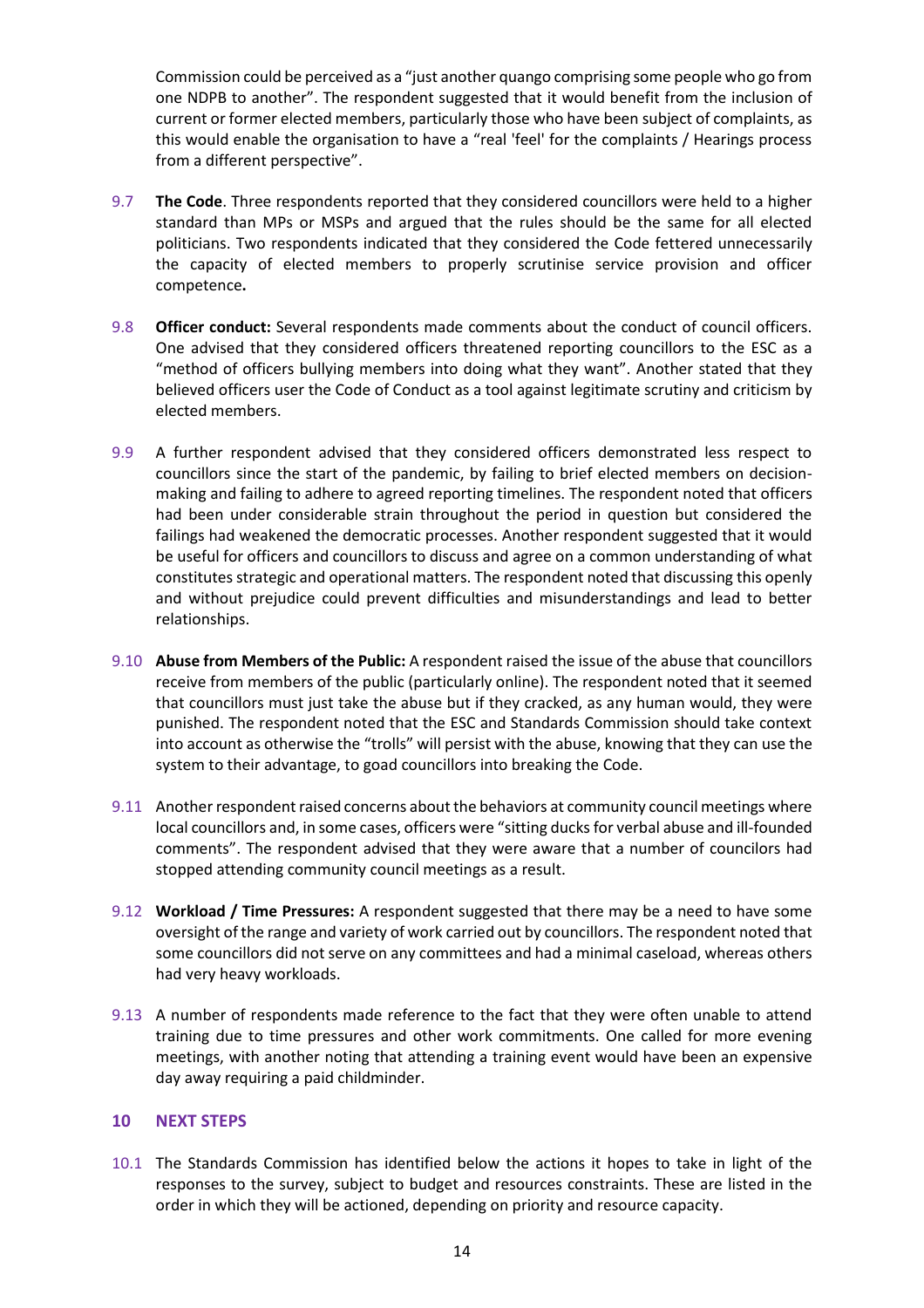Commission could be perceived as a "just another quango comprising some people who go from one NDPB to another". The respondent suggested that it would benefit from the inclusion of current or former elected members, particularly those who have been subject of complaints, as this would enable the organisation to have a "real 'feel' for the complaints / Hearings process from a different perspective".

9.7 **The Code**. Three respondents reported that they considered councillors were held to a higher standard than MPs or MSPs and argued that the rules should be the same for all elected politicians. Two respondents indicated that they considered the Code fettered unnecessarily the capacity of elected members to properly scrutinise service provision and officer competence**.**

9.8 **Officer conduct:** Several respondents made comments about the conduct of council officers. One advised that they considered officers threatened reporting councillors to the ESC as a "method of officers bullying members into doing what they want". Another stated that they believed officers user the Code of Conduct as a tool against legitimate scrutiny and criticism by elected members.

9.9 A further respondent advised that they considered officers demonstrated less respect to councillors since the start of the pandemic, by failing to brief elected members on decision-making and failing to adhere to agreed reporting timelines. The respondent noted that officers had been under considerable strain throughout the period in question but considered the failings had weakened the democratic processes. Another respondent suggested that it would be useful for officers and councillors to discuss and agree on a common understanding of what constitutes strategic and operational matters. The respondent noted that discussing this openly and without prejudice could prevent difficulties and misunderstandings and lead to better relationships.

9.10 **Abuse from Members of the Public:** A respondent raised the issue of the abuse that councillors receive from members of the public (particularly online). The respondent noted that it seemed that councillors must just take the abuse but if they cracked, as any human would, they were punished. The respondent noted that the ESC and Standards Commission should take context into account as otherwise the "trolls" will persist with the abuse, knowing that they can use the system to their advantage, to goad councillors into breaking the Code.

9.11 Another respondent raised concerns about the behaviors at community council meetings where local councillors and, in some cases, officers were "sitting ducks for verbal abuse and ill-founded comments". The respondent advised that they were aware that a number of councilors had stopped attending community council meetings as a result.

9.12 **Workload / Time Pressures:** A respondent suggested that there may be a need to have some oversight of the range and variety of work carried out by councillors. The respondent noted that some councillors did not serve on any committees and had a minimal caseload, whereas others had very heavy workloads.

9.13 A number of respondents made reference to the fact that they were often unable to attend training due to time pressures and other work commitments. One called for more evening meetings, with another noting that attending a training event would have been an expensive day away requiring a paid childminder.

## 10 NEXT STEPS

10.1 The Standards Commission has identified below the actions it hopes to take in light of the responses to the survey, subject to budget and resources constraints. These are listed in the order in which they will be actioned, depending on priority and resource capacity.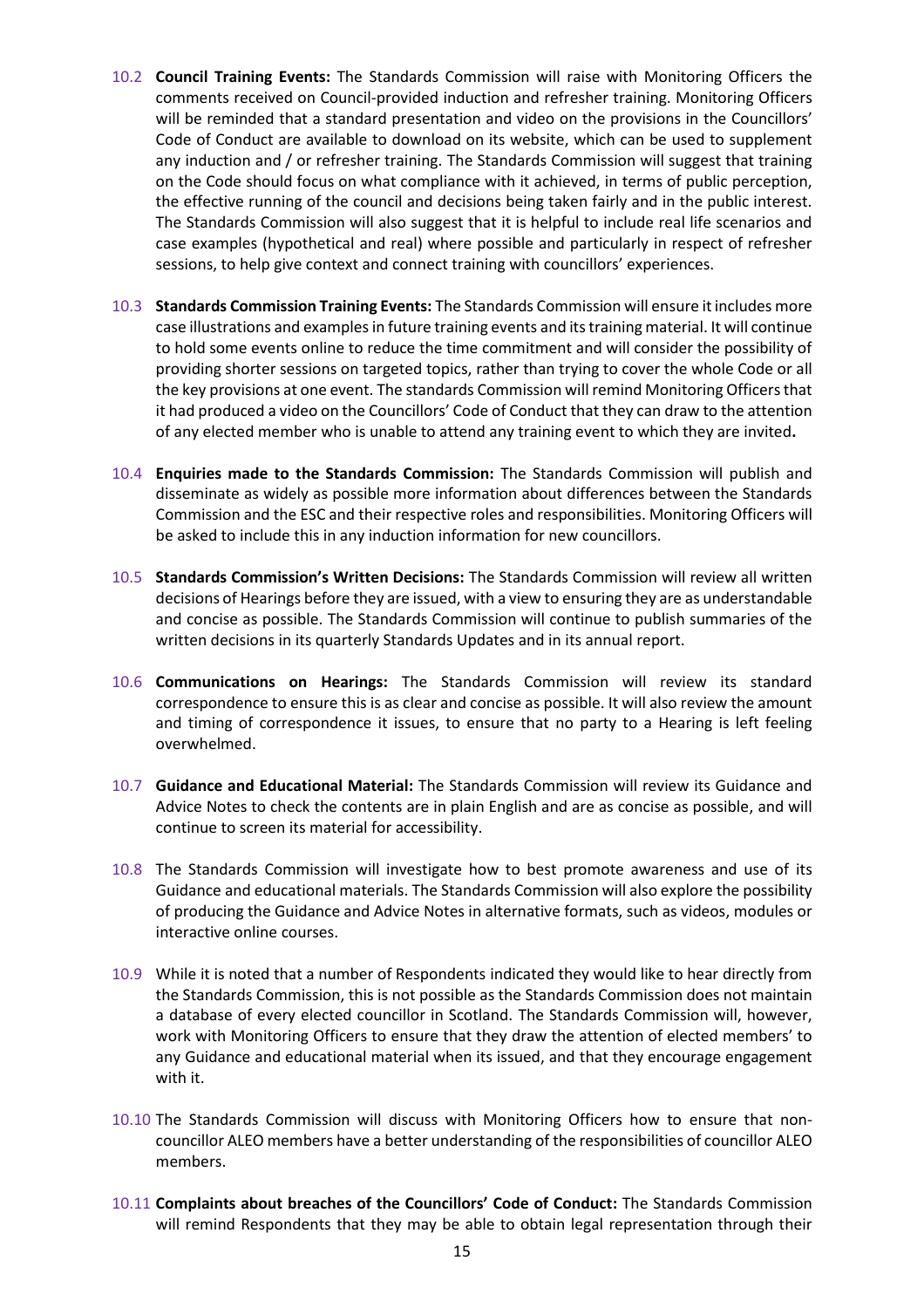10.2 **Council Training Events:** The Standards Commission will raise with Monitoring Officers the comments received on Council-provided induction and refresher training. Monitoring Officers will be reminded that a standard presentation and video on the provisions in the Councillors' Code of Conduct are available to download on its website, which can be used to supplement any induction and / or refresher training. The Standards Commission will suggest that training on the Code should focus on what compliance with it achieved, in terms of public perception, the effective running of the council and decisions being taken fairly and in the public interest. The Standards Commission will also suggest that it is helpful to include real life scenarios and case examples (hypothetical and real) where possible and particularly in respect of refresher sessions, to help give context and connect training with councillors' experiences.

10.3 **Standards Commission Training Events:** The Standards Commission will ensure it includes more case illustrations and examples in future training events and its training material. It will continue to hold some events online to reduce the time commitment and will consider the possibility of providing shorter sessions on targeted topics, rather than trying to cover the whole Code or all the key provisions at one event. The standards Commission will remind Monitoring Officers that it had produced a video on the Councillors' Code of Conduct that they can draw to the attention of any elected member who is unable to attend any training event to which they are invited**.**

10.4 **Enquiries made to the Standards Commission:** The Standards Commission will publish and disseminate as widely as possible more information about differences between the Standards Commission and the ESC and their respective roles and responsibilities. Monitoring Officers will be asked to include this in any induction information for new councillors.

10.5 **Standards Commission's Written Decisions:** The Standards Commission will review all written decisions of Hearings before they are issued, with a view to ensuring they are as understandable and concise as possible. The Standards Commission will continue to publish summaries of the written decisions in its quarterly Standards Updates and in its annual report.

10.6 **Communications on Hearings:** The Standards Commission will review its standard correspondence to ensure this is as clear and concise as possible. It will also review the amount and timing of correspondence it issues, to ensure that no party to a Hearing is left feeling overwhelmed.

10.7 **Guidance and Educational Material:** The Standards Commission will review its Guidance and Advice Notes to check the contents are in plain English and are as concise as possible, and will continue to screen its material for accessibility.

10.8 The Standards Commission will investigate how to best promote awareness and use of its Guidance and educational materials. The Standards Commission will also explore the possibility of producing the Guidance and Advice Notes in alternative formats, such as videos, modules or interactive online courses.

10.9 While it is noted that a number of Respondents indicated they would like to hear directly from the Standards Commission, this is not possible as the Standards Commission does not maintain a database of every elected councillor in Scotland. The Standards Commission will, however, work with Monitoring Officers to ensure that they draw the attention of elected members' to any Guidance and educational material when its issued, and that they encourage engagement with it.

10.10 The Standards Commission will discuss with Monitoring Officers how to ensure that non-councillor ALEO members have a better understanding of the responsibilities of councillor ALEO members.

10.11 **Complaints about breaches of the Councillors' Code of Conduct:** The Standards Commission will remind Respondents that they may be able to obtain legal representation through their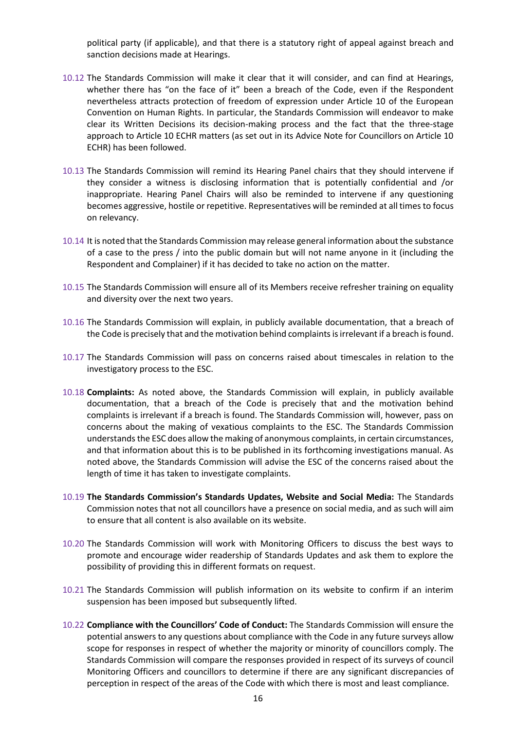political party (if applicable), and that there is a statutory right of appeal against breach and sanction decisions made at Hearings.

10.12 The Standards Commission will make it clear that it will consider, and can find at Hearings, whether there has "on the face of it" been a breach of the Code, even if the Respondent nevertheless attracts protection of freedom of expression under Article 10 of the European Convention on Human Rights. In particular, the Standards Commission will endeavor to make clear its Written Decisions its decision-making process and the fact that the three-stage approach to Article 10 ECHR matters (as set out in its Advice Note for Councillors on Article 10 ECHR) has been followed.

10.13 The Standards Commission will remind its Hearing Panel chairs that they should intervene if they consider a witness is disclosing information that is potentially confidential and /or inappropriate. Hearing Panel Chairs will also be reminded to intervene if any questioning becomes aggressive, hostile or repetitive. Representatives will be reminded at all times to focus on relevancy.

10.14 It is noted that the Standards Commission may release general information about the substance of a case to the press / into the public domain but will not name anyone in it (including the Respondent and Complainer) if it has decided to take no action on the matter.

10.15 The Standards Commission will ensure all of its Members receive refresher training on equality and diversity over the next two years.

10.16 The Standards Commission will explain, in publicly available documentation, that a breach of the Code is precisely that and the motivation behind complaints is irrelevant if a breach is found.

10.17 The Standards Commission will pass on concerns raised about timescales in relation to the investigatory process to the ESC.

10.18 **Complaints:** As noted above, the Standards Commission will explain, in publicly available documentation, that a breach of the Code is precisely that and the motivation behind complaints is irrelevant if a breach is found. The Standards Commission will, however, pass on concerns about the making of vexatious complaints to the ESC. The Standards Commission understands the ESC does allow the making of anonymous complaints, in certain circumstances, and that information about this is to be published in its forthcoming investigations manual. As noted above, the Standards Commission will advise the ESC of the concerns raised about the length of time it has taken to investigate complaints.

10.19 **The Standards Commission's Standards Updates, Website and Social Media:** The Standards Commission notes that not all councillors have a presence on social media, and as such will aim to ensure that all content is also available on its website.

10.20 The Standards Commission will work with Monitoring Officers to discuss the best ways to promote and encourage wider readership of Standards Updates and ask them to explore the possibility of providing this in different formats on request.

10.21 The Standards Commission will publish information on its website to confirm if an interim suspension has been imposed but subsequently lifted.

10.22 **Compliance with the Councillors' Code of Conduct:** The Standards Commission will ensure the potential answers to any questions about compliance with the Code in any future surveys allow scope for responses in respect of whether the majority or minority of councillors comply. The Standards Commission will compare the responses provided in respect of its surveys of council Monitoring Officers and councillors to determine if there are any significant discrepancies of perception in respect of the areas of the Code with which there is most and least compliance.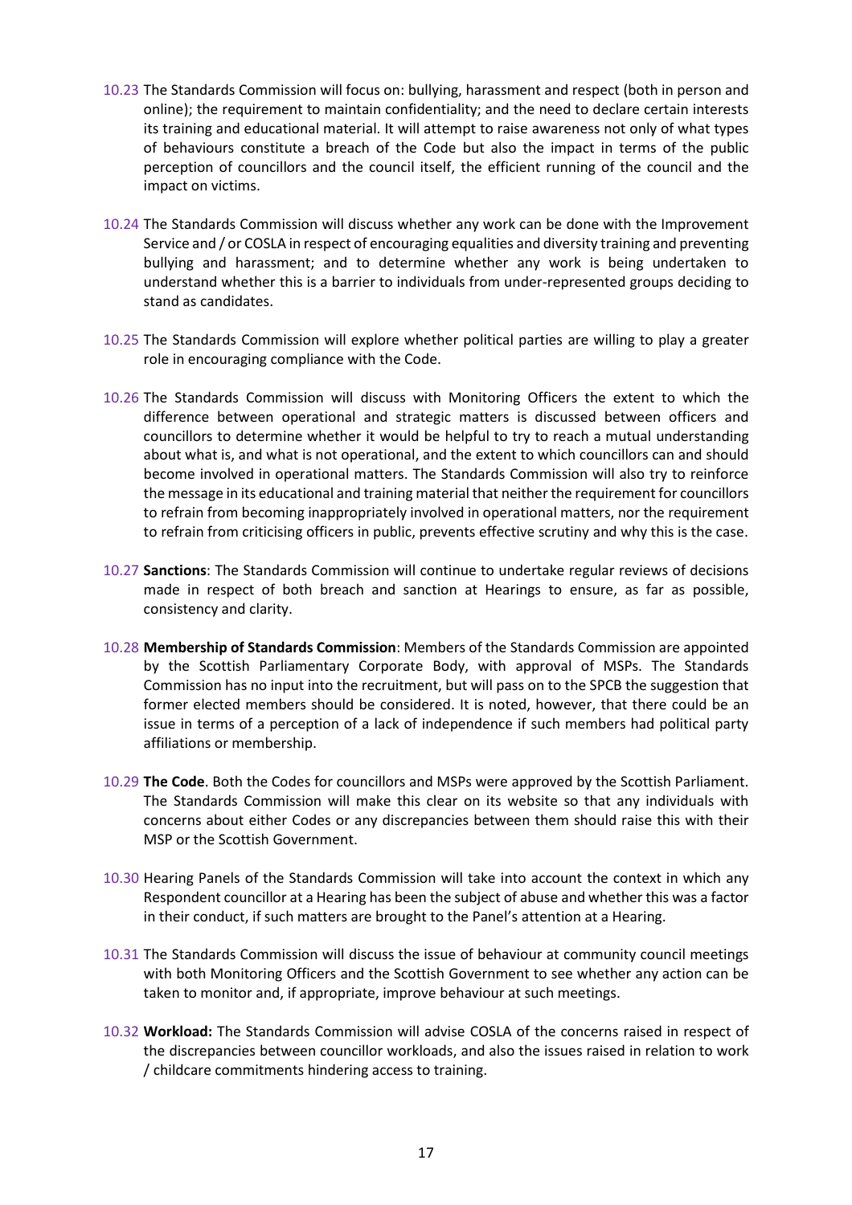10.23 The Standards Commission will focus on: bullying, harassment and respect (both in person and online); the requirement to maintain confidentiality; and the need to declare certain interests its training and educational material. It will attempt to raise awareness not only of what types of behaviours constitute a breach of the Code but also the impact in terms of the public perception of councillors and the council itself, the efficient running of the council and the impact on victims.

10.24 The Standards Commission will discuss whether any work can be done with the Improvement Service and / or COSLA in respect of encouraging equalities and diversity training and preventing bullying and harassment; and to determine whether any work is being undertaken to understand whether this is a barrier to individuals from under-represented groups deciding to stand as candidates.

10.25 The Standards Commission will explore whether political parties are willing to play a greater role in encouraging compliance with the Code.

10.26 The Standards Commission will discuss with Monitoring Officers the extent to which the difference between operational and strategic matters is discussed between officers and councillors to determine whether it would be helpful to try to reach a mutual understanding about what is, and what is not operational, and the extent to which councillors can and should become involved in operational matters. The Standards Commission will also try to reinforce the message in its educational and training material that neither the requirement for councillors to refrain from becoming inappropriately involved in operational matters, nor the requirement to refrain from criticising officers in public, prevents effective scrutiny and why this is the case.

10.27 **Sanctions**: The Standards Commission will continue to undertake regular reviews of decisions made in respect of both breach and sanction at Hearings to ensure, as far as possible, consistency and clarity.

10.28 **Membership of Standards Commission**: Members of the Standards Commission are appointed by the Scottish Parliamentary Corporate Body, with approval of MSPs. The Standards Commission has no input into the recruitment, but will pass on to the SPCB the suggestion that former elected members should be considered. It is noted, however, that there could be an issue in terms of a perception of a lack of independence if such members had political party affiliations or membership.

10.29 **The Code**. Both the Codes for councillors and MSPs were approved by the Scottish Parliament. The Standards Commission will make this clear on its website so that any individuals with concerns about either Codes or any discrepancies between them should raise this with their MSP or the Scottish Government.

10.30 Hearing Panels of the Standards Commission will take into account the context in which any Respondent councillor at a Hearing has been the subject of abuse and whether this was a factor in their conduct, if such matters are brought to the Panel's attention at a Hearing.

10.31 The Standards Commission will discuss the issue of behaviour at community council meetings with both Monitoring Officers and the Scottish Government to see whether any action can be taken to monitor and, if appropriate, improve behaviour at such meetings.

10.32 **Workload:** The Standards Commission will advise COSLA of the concerns raised in respect of the discrepancies between councillor workloads, and also the issues raised in relation to work / childcare commitments hindering access to training.